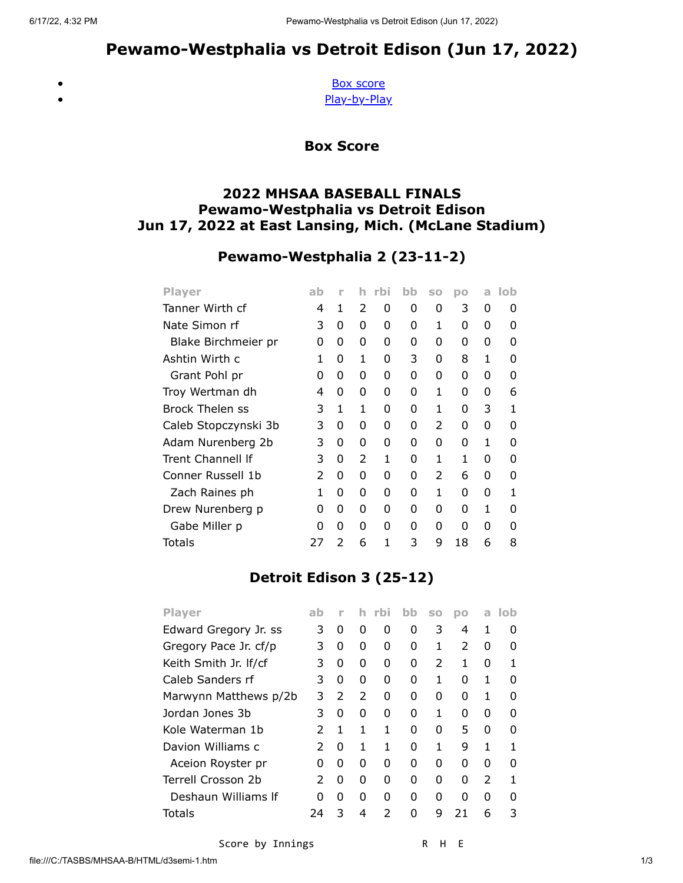# Pewamo-Westphalia vs Detroit Edison (Jun 17, 2022)

- [Box score]()
- [Play-by-Play]()

### Box Score

### 2022 MHSAA BASEBALL FINALS
### Pewamo-Westphalia vs Detroit Edison
### Jun 17, 2022 at East Lansing, Mich. (McLane Stadium)

### Pewamo-Westphalia 2 (23-11-2)

| Player | ab | r | h | rbi | bb | so | po | a | lob |
|---|---|---|---|---|---|---|---|---|---|
| Tanner Wirth cf | 4 | 1 | 2 | 0 | 0 | 0 | 3 | 0 | 0 |
| Nate Simon rf | 3 | 0 | 0 | 0 | 0 | 1 | 0 | 0 | 0 |
| Blake Birchmeier pr | 0 | 0 | 0 | 0 | 0 | 0 | 0 | 0 | 0 |
| Ashtin Wirth c | 1 | 0 | 1 | 0 | 3 | 0 | 8 | 1 | 0 |
| Grant Pohl pr | 0 | 0 | 0 | 0 | 0 | 0 | 0 | 0 | 0 |
| Troy Wertman dh | 4 | 0 | 0 | 0 | 0 | 1 | 0 | 0 | 6 |
| Brock Thelen ss | 3 | 1 | 1 | 0 | 0 | 1 | 0 | 3 | 1 |
| Caleb Stopczynski 3b | 3 | 0 | 0 | 0 | 0 | 2 | 0 | 0 | 0 |
| Adam Nurenberg 2b | 3 | 0 | 0 | 0 | 0 | 0 | 0 | 1 | 0 |
| Trent Channell lf | 3 | 0 | 2 | 1 | 0 | 1 | 1 | 0 | 0 |
| Conner Russell 1b | 2 | 0 | 0 | 0 | 0 | 2 | 6 | 0 | 0 |
| Zach Raines ph | 1 | 0 | 0 | 0 | 0 | 1 | 0 | 0 | 1 |
| Drew Nurenberg p | 0 | 0 | 0 | 0 | 0 | 0 | 0 | 1 | 0 |
| Gabe Miller p | 0 | 0 | 0 | 0 | 0 | 0 | 0 | 0 | 0 |
| Totals | 27 | 2 | 6 | 1 | 3 | 9 | 18 | 6 | 8 |

### Detroit Edison 3 (25-12)

| Player | ab | r | h | rbi | bb | so | po | a | lob |
|---|---|---|---|---|---|---|---|---|---|
| Edward Gregory Jr. ss | 3 | 0 | 0 | 0 | 0 | 3 | 4 | 1 | 0 |
| Gregory Pace Jr. cf/p | 3 | 0 | 0 | 0 | 0 | 1 | 2 | 0 | 0 |
| Keith Smith Jr. lf/cf | 3 | 0 | 0 | 0 | 0 | 2 | 1 | 0 | 1 |
| Caleb Sanders rf | 3 | 0 | 0 | 0 | 0 | 1 | 0 | 1 | 0 |
| Marwynn Matthews p/2b | 3 | 2 | 2 | 0 | 0 | 0 | 0 | 1 | 0 |
| Jordan Jones 3b | 3 | 0 | 0 | 0 | 0 | 1 | 0 | 0 | 0 |
| Kole Waterman 1b | 2 | 1 | 1 | 1 | 0 | 0 | 5 | 0 | 0 |
| Davion Williams c | 2 | 0 | 1 | 1 | 0 | 1 | 9 | 1 | 1 |
| Aceion Royster pr | 0 | 0 | 0 | 0 | 0 | 0 | 0 | 0 | 0 |
| Terrell Crosson 2b | 2 | 0 | 0 | 0 | 0 | 0 | 0 | 2 | 1 |
| Deshaun Williams lf | 0 | 0 | 0 | 0 | 0 | 0 | 0 | 0 | 0 |
| Totals | 24 | 3 | 4 | 2 | 0 | 9 | 21 | 6 | 3 |

```
Score by Innings                R  H  E
```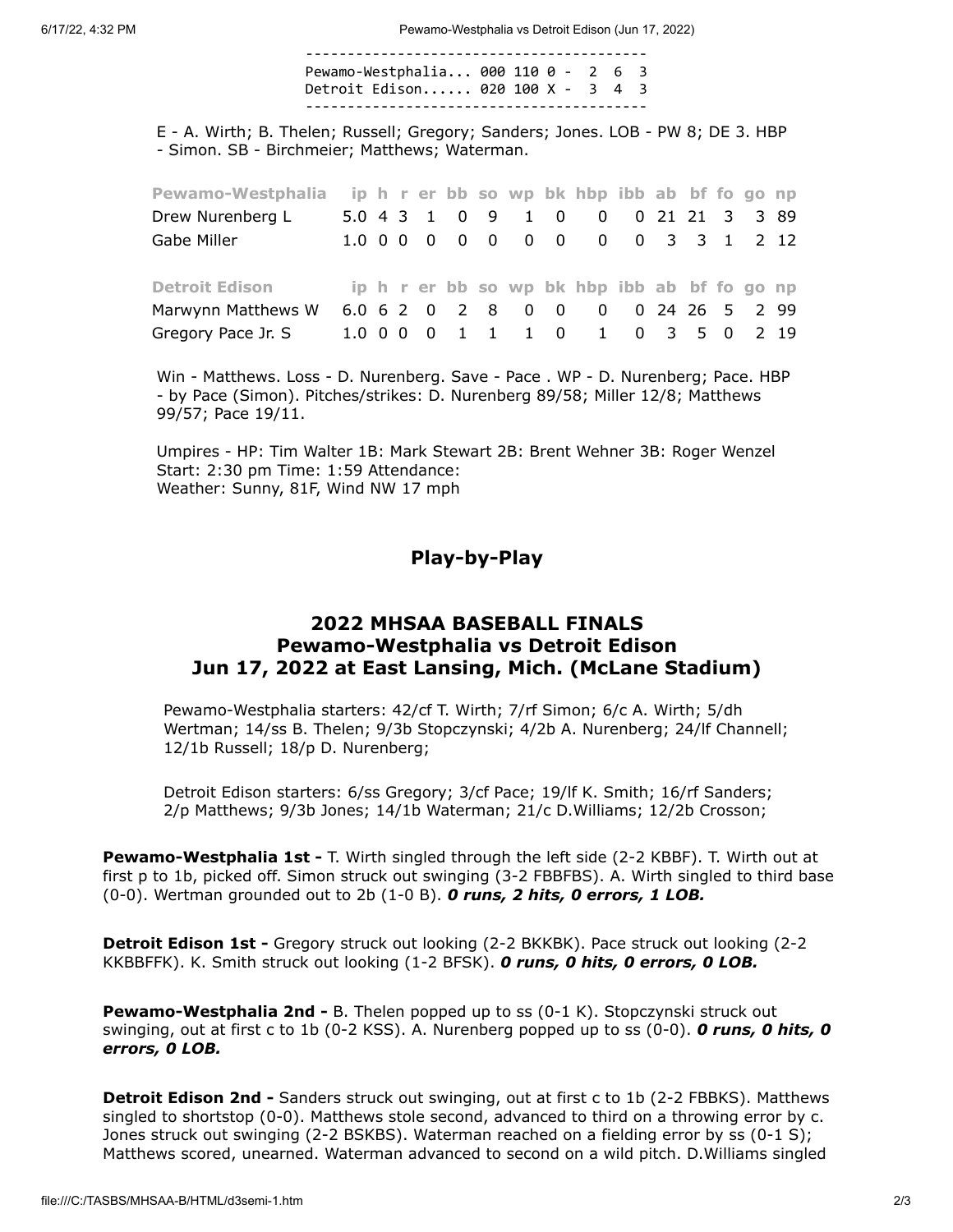```
----------------------------------------
Pewamo-Westphalia... 000 110 0 -  2  6  3
Detroit Edison...... 020 100 X -  3  4  3
----------------------------------------
```

E - A. Wirth; B. Thelen; Russell; Gregory; Sanders; Jones. LOB - PW 8; DE 3. HBP - Simon. SB - Birchmeier; Matthews; Waterman.

| Pewamo-Westphalia | ip | h | r | er | bb | so | wp | bk | hbp | ibb | ab | bf | fo | go | np |
|---|---|---|---|---|---|---|---|---|---|---|---|---|---|---|---|
| Drew Nurenberg L | 5.0 | 4 | 3 | 1 | 0 | 9 | 1 | 0 | 0 | 0 | 21 | 21 | 3 | 3 | 89 |
| Gabe Miller | 1.0 | 0 | 0 | 0 | 0 | 0 | 0 | 0 | 0 | 0 | 3 | 3 | 1 | 2 | 12 |

| Detroit Edison | ip | h | r | er | bb | so | wp | bk | hbp | ibb | ab | bf | fo | go | np |
|---|---|---|---|---|---|---|---|---|---|---|---|---|---|---|---|
| Marwynn Matthews W | 6.0 | 6 | 2 | 0 | 2 | 8 | 0 | 0 | 0 | 0 | 24 | 26 | 5 | 2 | 99 |
| Gregory Pace Jr. S | 1.0 | 0 | 0 | 0 | 1 | 1 | 1 | 0 | 1 | 0 | 3 | 5 | 0 | 2 | 19 |

Win - Matthews. Loss - D. Nurenberg. Save - Pace . WP - D. Nurenberg; Pace. HBP - by Pace (Simon). Pitches/strikes: D. Nurenberg 89/58; Miller 12/8; Matthews 99/57; Pace 19/11.

Umpires - HP: Tim Walter 1B: Mark Stewart 2B: Brent Wehner 3B: Roger Wenzel
Start: 2:30 pm Time: 1:59 Attendance:
Weather: Sunny, 81F, Wind NW 17 mph

## Play-by-Play

## 2022 MHSAA BASEBALL FINALS
## Pewamo-Westphalia vs Detroit Edison
## Jun 17, 2022 at East Lansing, Mich. (McLane Stadium)

Pewamo-Westphalia starters: 42/cf T. Wirth; 7/rf Simon; 6/c A. Wirth; 5/dh Wertman; 14/ss B. Thelen; 9/3b Stopczynski; 4/2b A. Nurenberg; 24/lf Channell; 12/1b Russell; 18/p D. Nurenberg;

Detroit Edison starters: 6/ss Gregory; 3/cf Pace; 19/lf K. Smith; 16/rf Sanders; 2/p Matthews; 9/3b Jones; 14/1b Waterman; 21/c D.Williams; 12/2b Crosson;

**Pewamo-Westphalia 1st -** T. Wirth singled through the left side (2-2 KBBF). T. Wirth out at first p to 1b, picked off. Simon struck out swinging (3-2 FBBFBS). A. Wirth singled to third base (0-0). Wertman grounded out to 2b (1-0 B). ***0 runs, 2 hits, 0 errors, 1 LOB.***

**Detroit Edison 1st -** Gregory struck out looking (2-2 BKKBK). Pace struck out looking (2-2 KKBBFFK). K. Smith struck out looking (1-2 BFSK). ***0 runs, 0 hits, 0 errors, 0 LOB.***

**Pewamo-Westphalia 2nd -** B. Thelen popped up to ss (0-1 K). Stopczynski struck out swinging, out at first c to 1b (0-2 KSS). A. Nurenberg popped up to ss (0-0). ***0 runs, 0 hits, 0 errors, 0 LOB.***

**Detroit Edison 2nd -** Sanders struck out swinging, out at first c to 1b (2-2 FBBKS). Matthews singled to shortstop (0-0). Matthews stole second, advanced to third on a throwing error by c. Jones struck out swinging (2-2 BSKBS). Waterman reached on a fielding error by ss (0-1 S); Matthews scored, unearned. Waterman advanced to second on a wild pitch. D.Williams singled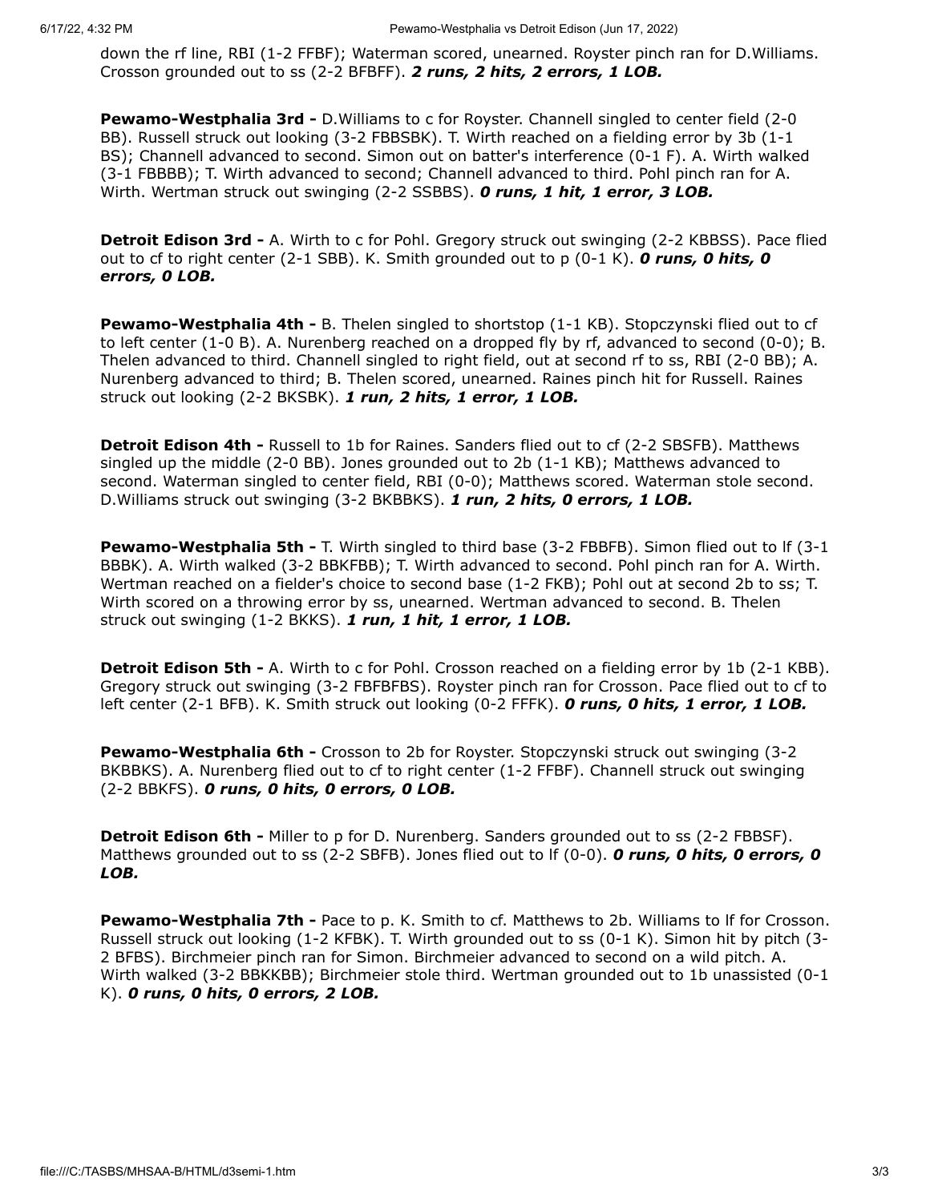down the rf line, RBI (1-2 FFBF); Waterman scored, unearned. Royster pinch ran for D.Williams. Crosson grounded out to ss (2-2 BFBFF). ***2 runs, 2 hits, 2 errors, 1 LOB.***

**Pewamo-Westphalia 3rd -** D.Williams to c for Royster. Channell singled to center field (2-0 BB). Russell struck out looking (3-2 FBBSBK). T. Wirth reached on a fielding error by 3b (1-1 BS); Channell advanced to second. Simon out on batter's interference (0-1 F). A. Wirth walked (3-1 FBBBB); T. Wirth advanced to second; Channell advanced to third. Pohl pinch ran for A. Wirth. Wertman struck out swinging (2-2 SSBBS). ***0 runs, 1 hit, 1 error, 3 LOB.***

**Detroit Edison 3rd -** A. Wirth to c for Pohl. Gregory struck out swinging (2-2 KBBSS). Pace flied out to cf to right center (2-1 SBB). K. Smith grounded out to p (0-1 K). ***0 runs, 0 hits, 0 errors, 0 LOB.***

**Pewamo-Westphalia 4th -** B. Thelen singled to shortstop (1-1 KB). Stopczynski flied out to cf to left center (1-0 B). A. Nurenberg reached on a dropped fly by rf, advanced to second (0-0); B. Thelen advanced to third. Channell singled to right field, out at second rf to ss, RBI (2-0 BB); A. Nurenberg advanced to third; B. Thelen scored, unearned. Raines pinch hit for Russell. Raines struck out looking (2-2 BKSBK). ***1 run, 2 hits, 1 error, 1 LOB.***

**Detroit Edison 4th -** Russell to 1b for Raines. Sanders flied out to cf (2-2 SBSFB). Matthews singled up the middle (2-0 BB). Jones grounded out to 2b (1-1 KB); Matthews advanced to second. Waterman singled to center field, RBI (0-0); Matthews scored. Waterman stole second. D.Williams struck out swinging (3-2 BKBBKS). ***1 run, 2 hits, 0 errors, 1 LOB.***

**Pewamo-Westphalia 5th -** T. Wirth singled to third base (3-2 FBBFB). Simon flied out to lf (3-1 BBBK). A. Wirth walked (3-2 BBKFBB); T. Wirth advanced to second. Pohl pinch ran for A. Wirth. Wertman reached on a fielder's choice to second base (1-2 FKB); Pohl out at second 2b to ss; T. Wirth scored on a throwing error by ss, unearned. Wertman advanced to second. B. Thelen struck out swinging (1-2 BKKS). ***1 run, 1 hit, 1 error, 1 LOB.***

**Detroit Edison 5th -** A. Wirth to c for Pohl. Crosson reached on a fielding error by 1b (2-1 KBB). Gregory struck out swinging (3-2 FBFBFBS). Royster pinch ran for Crosson. Pace flied out to cf to left center (2-1 BFB). K. Smith struck out looking (0-2 FFFK). ***0 runs, 0 hits, 1 error, 1 LOB.***

**Pewamo-Westphalia 6th -** Crosson to 2b for Royster. Stopczynski struck out swinging (3-2 BKBBKS). A. Nurenberg flied out to cf to right center (1-2 FFBF). Channell struck out swinging (2-2 BBKFS). ***0 runs, 0 hits, 0 errors, 0 LOB.***

**Detroit Edison 6th -** Miller to p for D. Nurenberg. Sanders grounded out to ss (2-2 FBBSF). Matthews grounded out to ss (2-2 SBFB). Jones flied out to lf (0-0). ***0 runs, 0 hits, 0 errors, 0 LOB.***

**Pewamo-Westphalia 7th -** Pace to p. K. Smith to cf. Matthews to 2b. Williams to lf for Crosson. Russell struck out looking (1-2 KFBK). T. Wirth grounded out to ss (0-1 K). Simon hit by pitch (3-2 BFBS). Birchmeier pinch ran for Simon. Birchmeier advanced to second on a wild pitch. A. Wirth walked (3-2 BBKKBB); Birchmeier stole third. Wertman grounded out to 1b unassisted (0-1 K). ***0 runs, 0 hits, 0 errors, 2 LOB.***